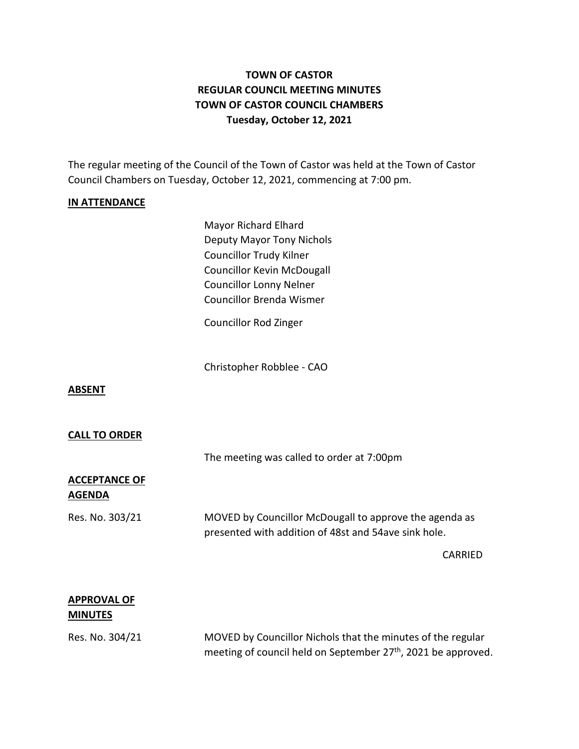**TOWN OF CASTOR**
**REGULAR COUNCIL MEETING MINUTES**
**TOWN OF CASTOR COUNCIL CHAMBERS**
**Tuesday, October 12, 2021**

The regular meeting of the Council of the Town of Castor was held at the Town of Castor Council Chambers on Tuesday, October 12, 2021, commencing at 7:00 pm.

**IN ATTENDANCE**

Mayor Richard Elhard
Deputy Mayor Tony Nichols
Councillor Trudy Kilner
Councillor Kevin McDougall
Councillor Lonny Nelner
Councillor Brenda Wismer

Councillor Rod Zinger

Christopher Robblee - CAO

**ABSENT**

**CALL TO ORDER**

The meeting was called to order at 7:00pm

**ACCEPTANCE OF AGENDA**

Res. No. 303/21 MOVED by Councillor McDougall to approve the agenda as presented with addition of 48st and 54ave sink hole.

CARRIED

**APPROVAL OF MINUTES**

Res. No. 304/21 MOVED by Councillor Nichols that the minutes of the regular meeting of council held on September 27th, 2021 be approved.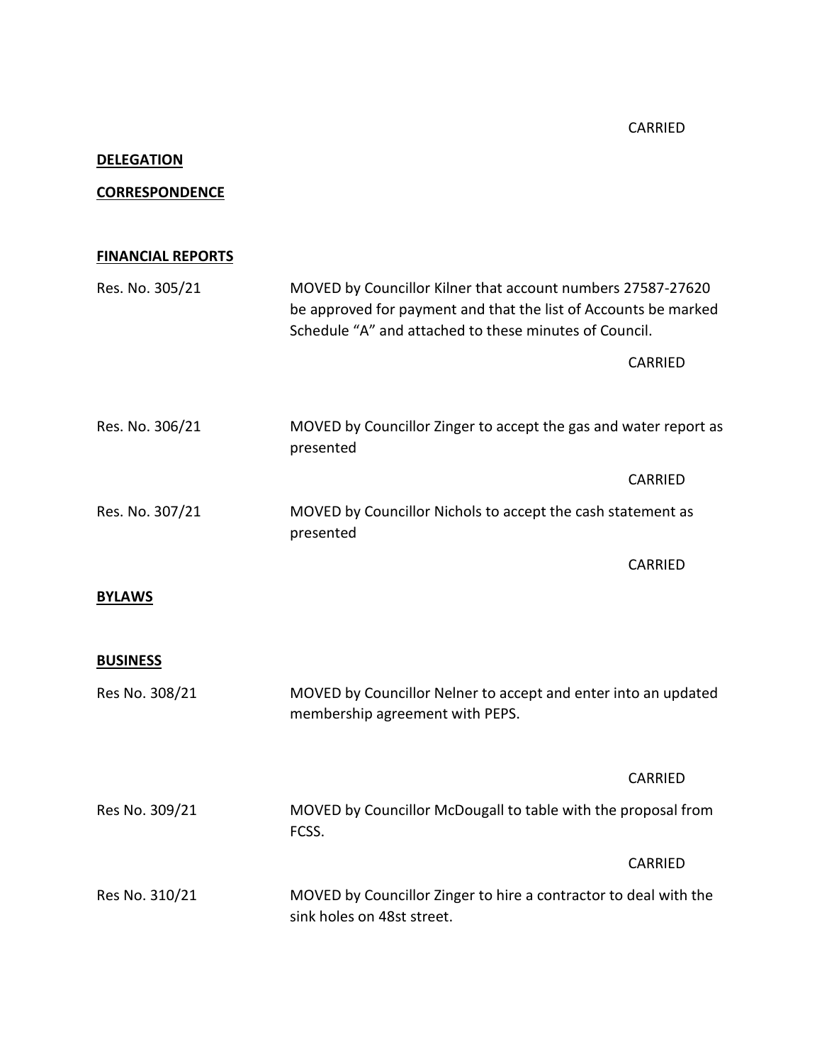CARRIED

**DELEGATION**

**CORRESPONDENCE**

**FINANCIAL REPORTS**

Res. No. 305/21 — MOVED by Councillor Kilner that account numbers 27587-27620 be approved for payment and that the list of Accounts be marked Schedule "A" and attached to these minutes of Council.

CARRIED

Res. No. 306/21 — MOVED by Councillor Zinger to accept the gas and water report as presented

CARRIED

Res. No. 307/21 — MOVED by Councillor Nichols to accept the cash statement as presented

CARRIED

**BYLAWS**

**BUSINESS**

Res No. 308/21 — MOVED by Councillor Nelner to accept and enter into an updated membership agreement with PEPS.

CARRIED

Res No. 309/21 — MOVED by Councillor McDougall to table with the proposal from FCSS.

CARRIED

Res No. 310/21 — MOVED by Councillor Zinger to hire a contractor to deal with the sink holes on 48st street.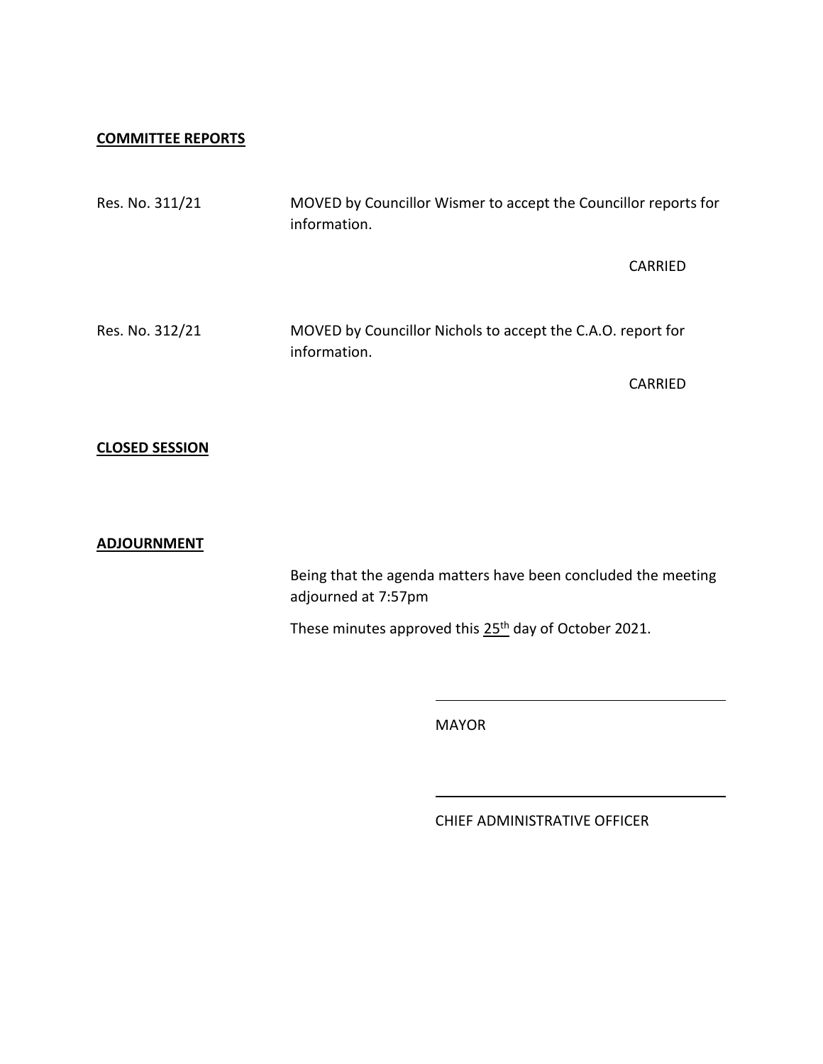**COMMITTEE REPORTS**

Res. No. 311/21 MOVED by Councillor Wismer to accept the Councillor reports for information.

CARRIED

Res. No. 312/21 MOVED by Councillor Nichols to accept the C.A.O. report for information.

CARRIED

**CLOSED SESSION**

**ADJOURNMENT**

Being that the agenda matters have been concluded the meeting adjourned at 7:57pm

These minutes approved this 25th day of October 2021.

MAYOR

CHIEF ADMINISTRATIVE OFFICER